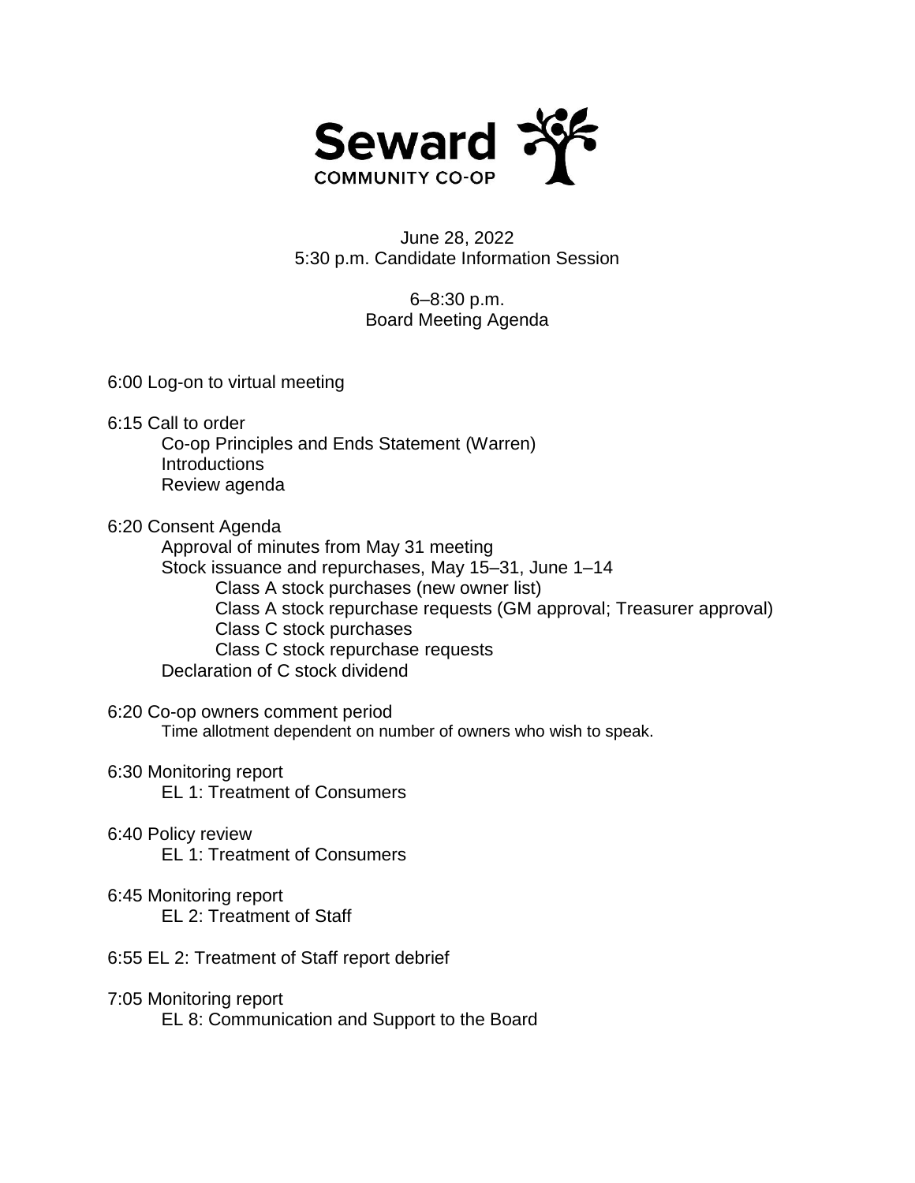Seward COMMUNITY CO-OP

June 28, 2022
5:30 p.m. Candidate Information Session

6–8:30 p.m.
Board Meeting Agenda

6:00 Log-on to virtual meeting

6:15 Call to order
- Co-op Principles and Ends Statement (Warren)
- Introductions
- Review agenda

6:20 Consent Agenda
- Approval of minutes from May 31 meeting
- Stock issuance and repurchases, May 15–31, June 1–14
  - Class A stock purchases (new owner list)
  - Class A stock repurchase requests (GM approval; Treasurer approval)
  - Class C stock purchases
  - Class C stock repurchase requests
- Declaration of C stock dividend

6:20 Co-op owners comment period
- Time allotment dependent on number of owners who wish to speak.

6:30 Monitoring report
- EL 1: Treatment of Consumers

6:40 Policy review
- EL 1: Treatment of Consumers

6:45 Monitoring report
- EL 2: Treatment of Staff

6:55 EL 2: Treatment of Staff report debrief

7:05 Monitoring report
- EL 8: Communication and Support to the Board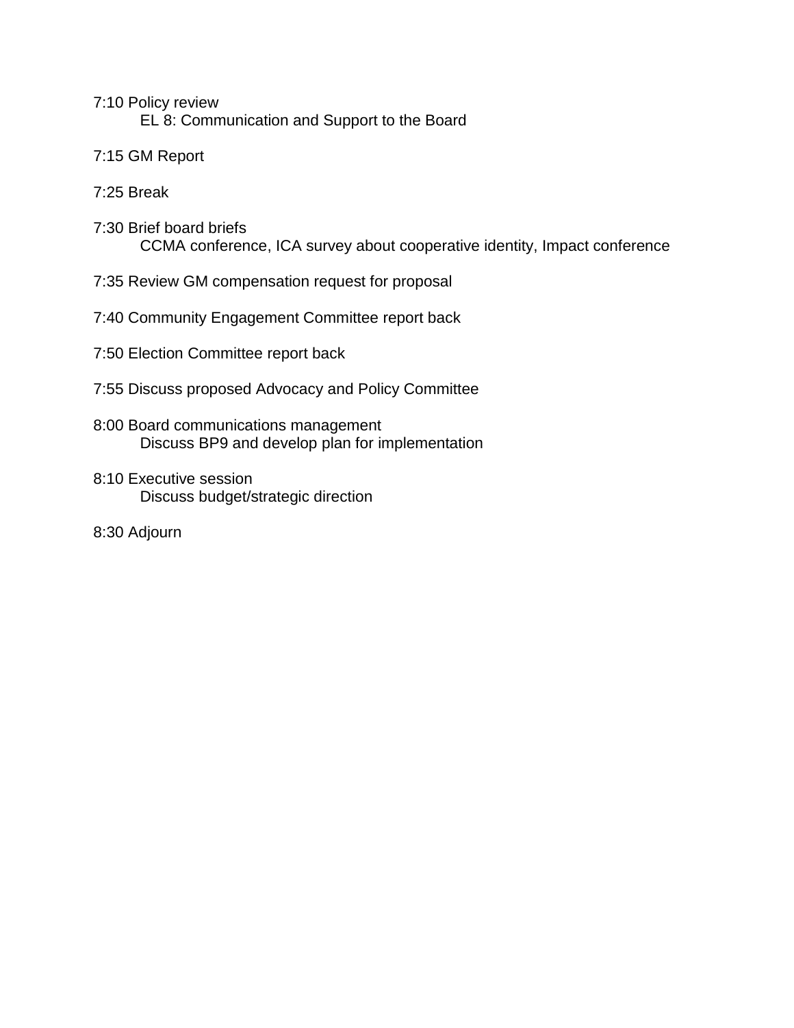7:10 Policy review
  EL 8: Communication and Support to the Board

7:15 GM Report

7:25 Break

7:30 Brief board briefs
  CCMA conference, ICA survey about cooperative identity, Impact conference

7:35 Review GM compensation request for proposal

7:40 Community Engagement Committee report back

7:50 Election Committee report back

7:55 Discuss proposed Advocacy and Policy Committee

8:00 Board communications management
  Discuss BP9 and develop plan for implementation

8:10 Executive session
  Discuss budget/strategic direction

8:30 Adjourn